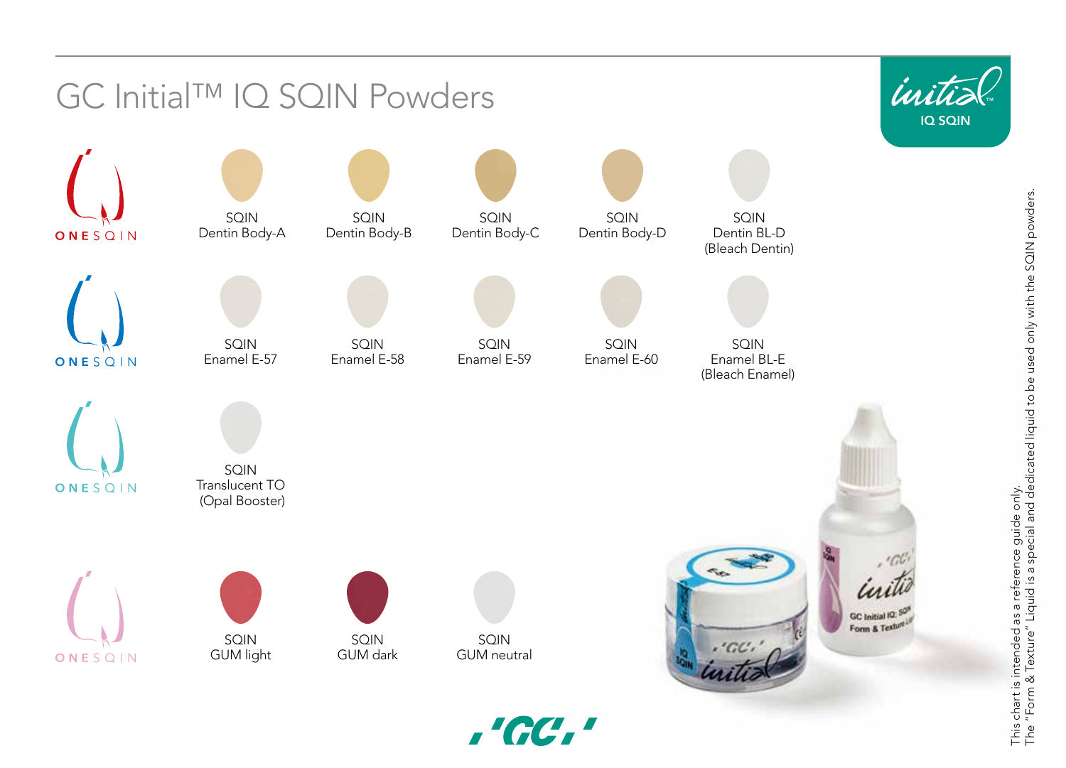# GC Initial™ IQ SQIN Powders

initial™ IQ SQIN

**ONESQIN**

- SQIN Dentin Body-A
- SQIN Dentin Body-B
- SQIN Dentin Body-C
- SQIN Dentin Body-D
- SQIN Dentin BL-D (Bleach Dentin)

**ONESQIN**

- SQIN Enamel E-57
- SQIN Enamel E-58
- SQIN Enamel E-59
- SQIN Enamel E-60
- SQIN Enamel BL-E (Bleach Enamel)

**ONESQIN**

- SQIN Translucent TO (Opal Booster)

**ONESQIN**

- SQIN GUM light
- SQIN GUM dark
- SQIN GUM neutral

This chart is intended as a reference guide only.
The "Form & Texture" Liquid is a special and dedicated liquid to be used only with the SQIN powders.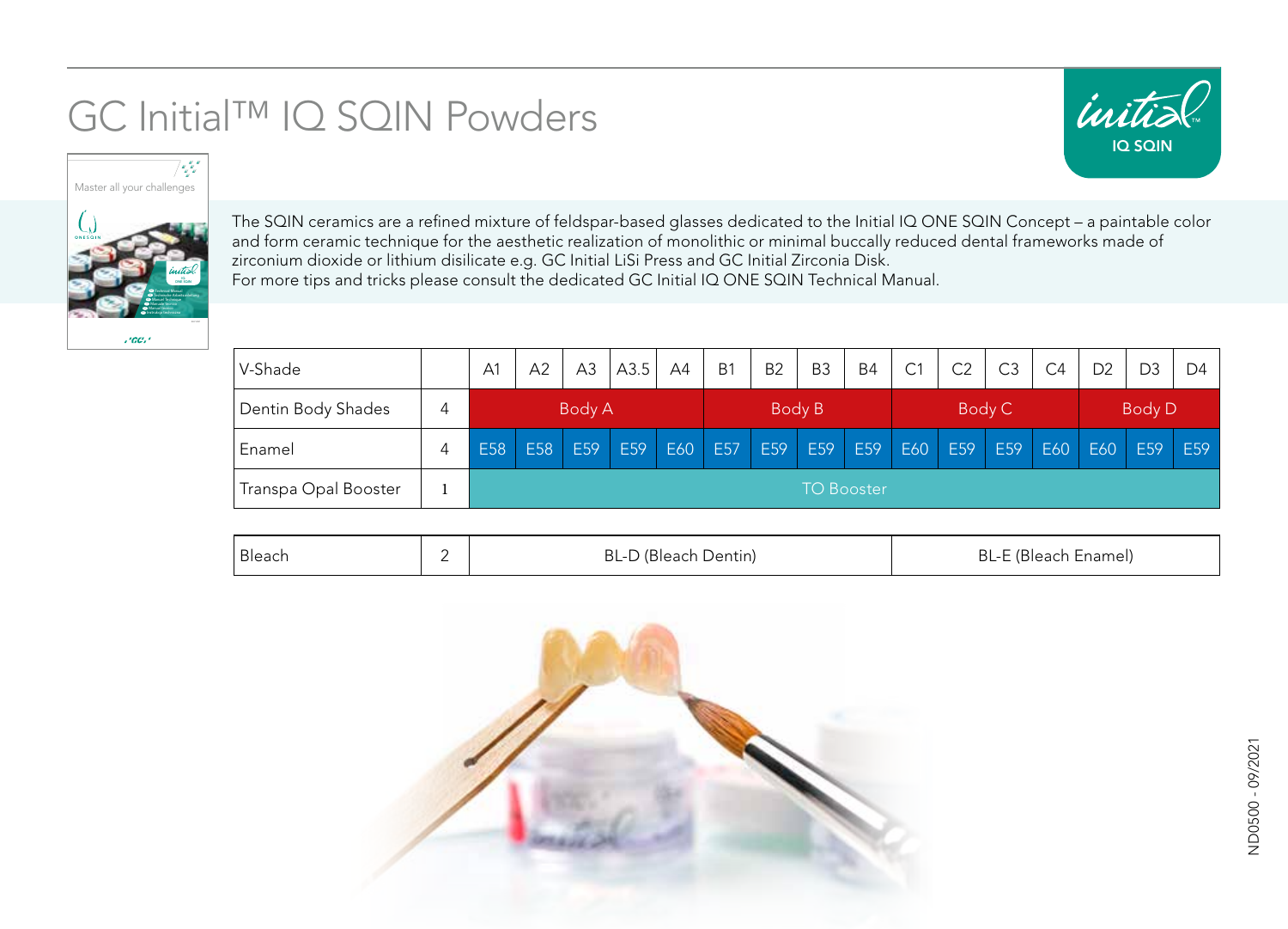# GC Initial™ IQ SQIN Powders

The SQIN ceramics are a refined mixture of feldspar-based glasses dedicated to the Initial IQ ONE SQIN Concept – a paintable color and form ceramic technique for the aesthetic realization of monolithic or minimal buccally reduced dental frameworks made of zirconium dioxide or lithium disilicate e.g. GC Initial LiSi Press and GC Initial Zirconia Disk.
For more tips and tricks please consult the dedicated GC Initial IQ ONE SQIN Technical Manual.

| V-Shade | | A1 | A2 | A3 | A3.5 | A4 | B1 | B2 | B3 | B4 | C1 | C2 | C3 | C4 | D2 | D3 | D4 |
|---|---|---|---|---|---|---|---|---|---|---|---|---|---|---|---|---|---|
| Dentin Body Shades | 4 | Body A | | | | | Body B | | | | Body C | | | | Body D | | |
| Enamel | 4 | E58 | E58 | E59 | E59 | E60 | E57 | E59 | E59 | E59 | E60 | E59 | E59 | E60 | E60 | E59 | E59 |
| Transpa Opal Booster | 1 | TO Booster | | | | | | | | | | | | | | | |

| | | | |
|---|---|---|---|
| Bleach | 2 | BL-D (Bleach Dentin) | BL-E (Bleach Enamel) |